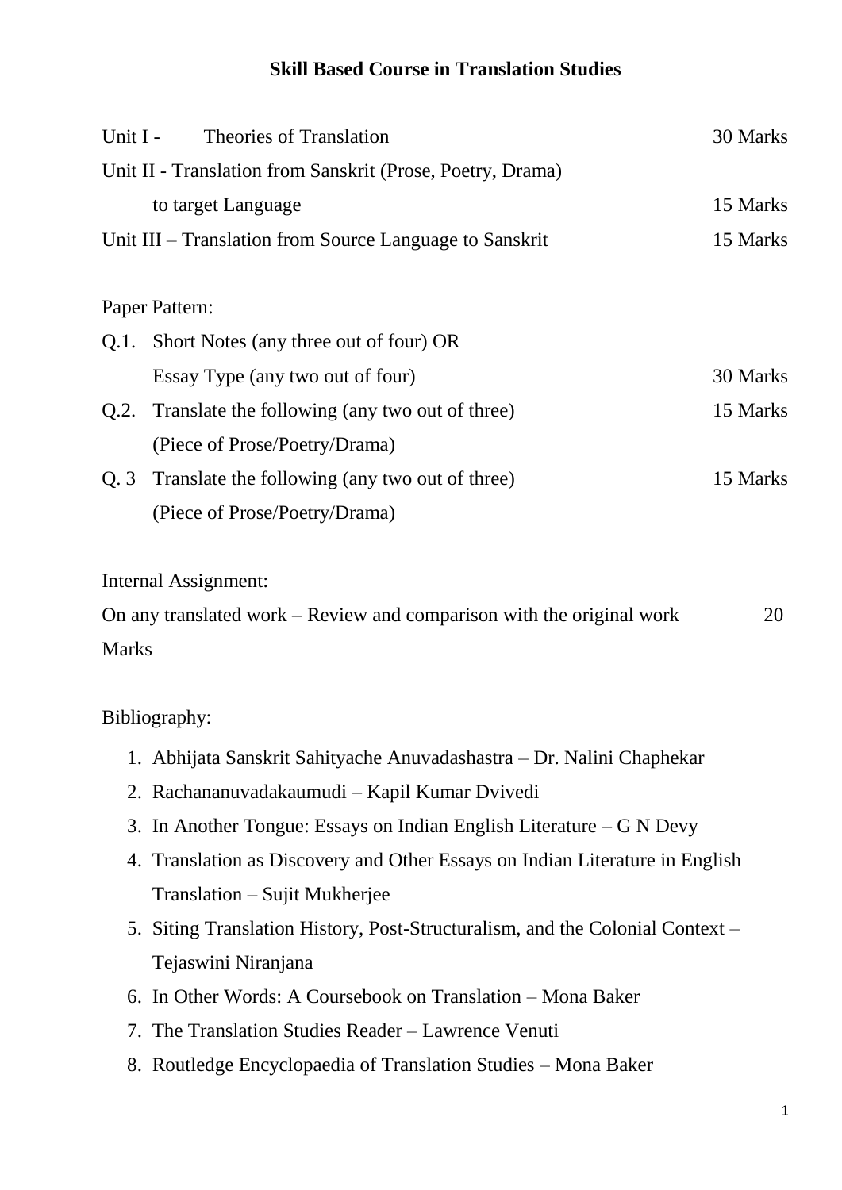# Skill Based Course in Translation Studies

| | | |
|---|---|---|
| Unit I - | Theories of Translation | 30 Marks |
| Unit II - | Translation from Sanskrit (Prose, Poetry, Drama) to target Language | 15 Marks |
| Unit III – | Translation from Source Language to Sanskrit | 15 Marks |

Paper Pattern:

| | | |
|---|---|---|
| Q.1. | Short Notes (any three out of four) OR Essay Type (any two out of four) | 30 Marks |
| Q.2. | Translate the following (any two out of three) (Piece of Prose/Poetry/Drama) | 15 Marks |
| Q. 3 | Translate the following (any two out of three) (Piece of Prose/Poetry/Drama) | 15 Marks |

Internal Assignment:

On any translated work – Review and comparison with the original work 20 Marks

Bibliography:

1. Abhijata Sanskrit Sahityache Anuvadashastra – Dr. Nalini Chaphekar
2. Rachananuvadakaumudi – Kapil Kumar Dvivedi
3. In Another Tongue: Essays on Indian English Literature – G N Devy
4. Translation as Discovery and Other Essays on Indian Literature in English Translation – Sujit Mukherjee
5. Siting Translation History, Post-Structuralism, and the Colonial Context – Tejaswini Niranjana
6. In Other Words: A Coursebook on Translation – Mona Baker
7. The Translation Studies Reader – Lawrence Venuti
8. Routledge Encyclopaedia of Translation Studies – Mona Baker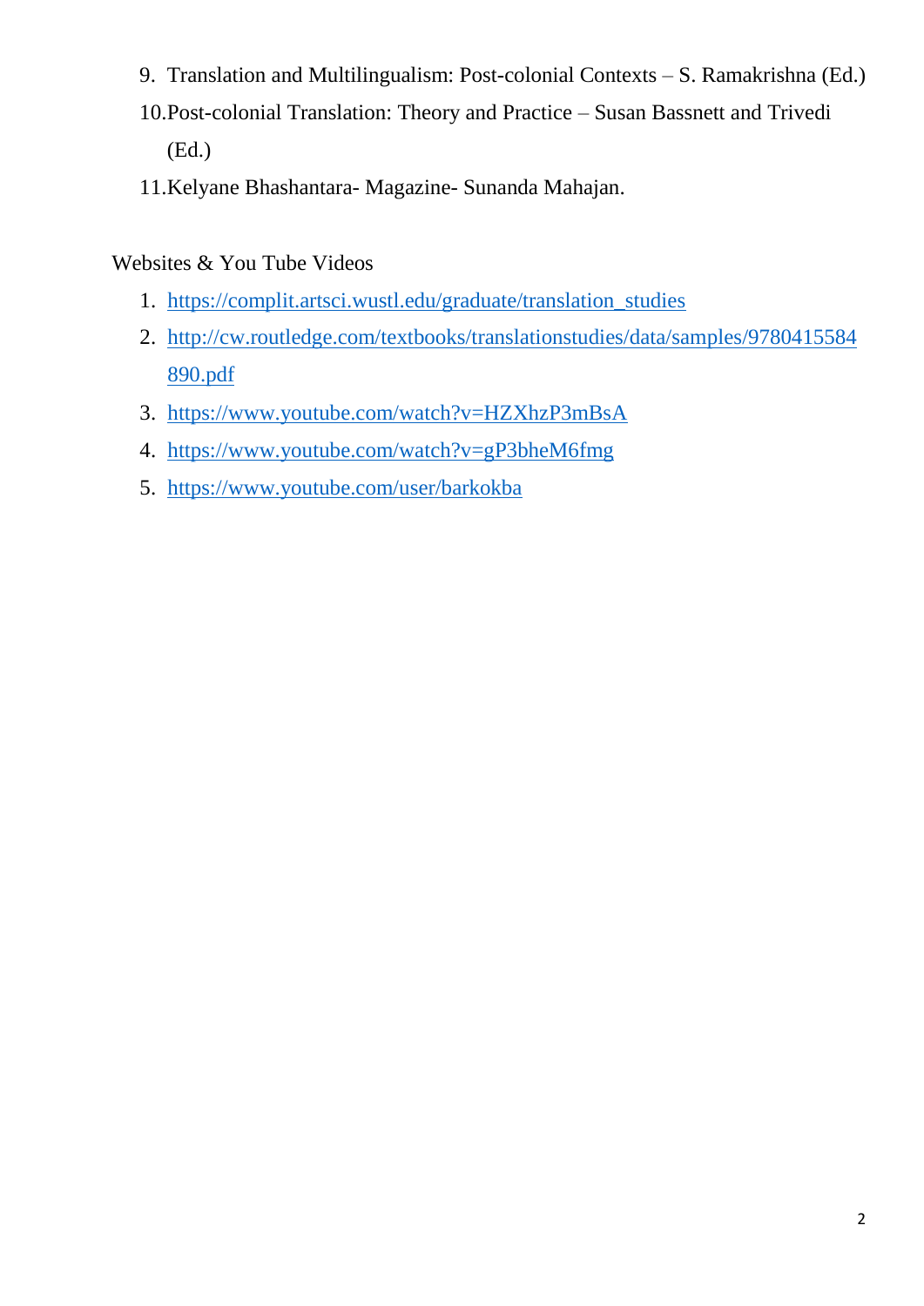9. Translation and Multilingualism: Post-colonial Contexts – S. Ramakrishna (Ed.)
10. Post-colonial Translation: Theory and Practice – Susan Bassnett and Trivedi (Ed.)
11. Kelyane Bhashantara- Magazine- Sunanda Mahajan.

Websites & You Tube Videos

1. https://complit.artsci.wustl.edu/graduate/translation_studies
2. http://cw.routledge.com/textbooks/translationstudies/data/samples/9780415584890.pdf
3. https://www.youtube.com/watch?v=HZXhzP3mBsA
4. https://www.youtube.com/watch?v=gP3bheM6fmg
5. https://www.youtube.com/user/barkokba